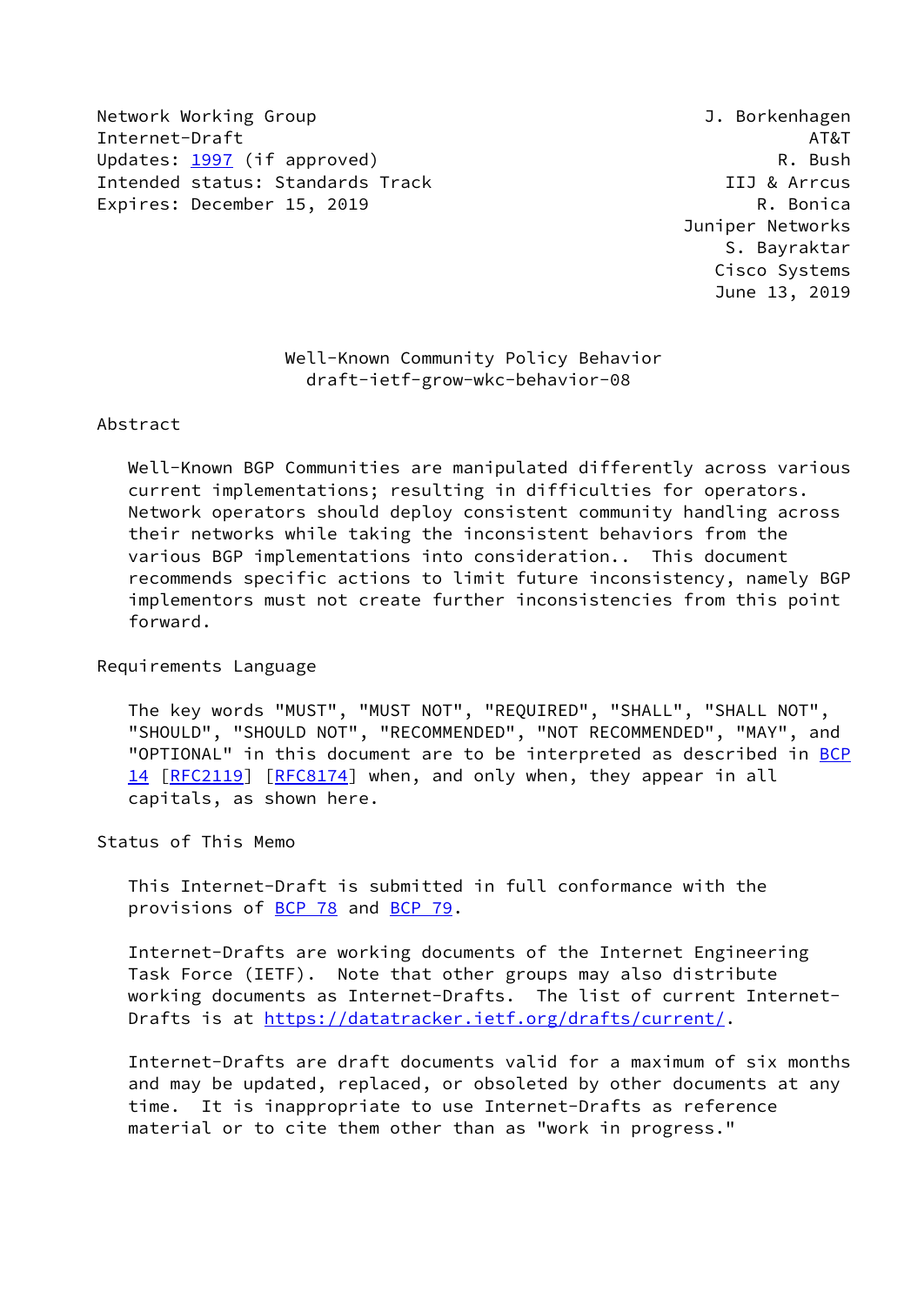Network Working Group J. Borkenhagen
Internet-Draft AT&T
Updates: 1997 (if approved) R. Bush
Intended status: Standards Track IIJ & Arrcus
Expires: December 15, 2019 R. Bonica
Juniper Networks
S. Bayraktar
Cisco Systems
June 13, 2019

# Well-Known Community Policy Behavior
## draft-ietf-grow-wkc-behavior-08

## Abstract

Well-Known BGP Communities are manipulated differently across various current implementations; resulting in difficulties for operators. Network operators should deploy consistent community handling across their networks while taking the inconsistent behaviors from the various BGP implementations into consideration.. This document recommends specific actions to limit future inconsistency, namely BGP implementors must not create further inconsistencies from this point forward.

## Requirements Language

The key words "MUST", "MUST NOT", "REQUIRED", "SHALL", "SHALL NOT", "SHOULD", "SHOULD NOT", "RECOMMENDED", "NOT RECOMMENDED", "MAY", and "OPTIONAL" in this document are to be interpreted as described in BCP 14 [RFC2119] [RFC8174] when, and only when, they appear in all capitals, as shown here.

## Status of This Memo

This Internet-Draft is submitted in full conformance with the provisions of BCP 78 and BCP 79.

Internet-Drafts are working documents of the Internet Engineering Task Force (IETF). Note that other groups may also distribute working documents as Internet-Drafts. The list of current Internet-Drafts is at https://datatracker.ietf.org/drafts/current/.

Internet-Drafts are draft documents valid for a maximum of six months and may be updated, replaced, or obsoleted by other documents at any time. It is inappropriate to use Internet-Drafts as reference material or to cite them other than as "work in progress."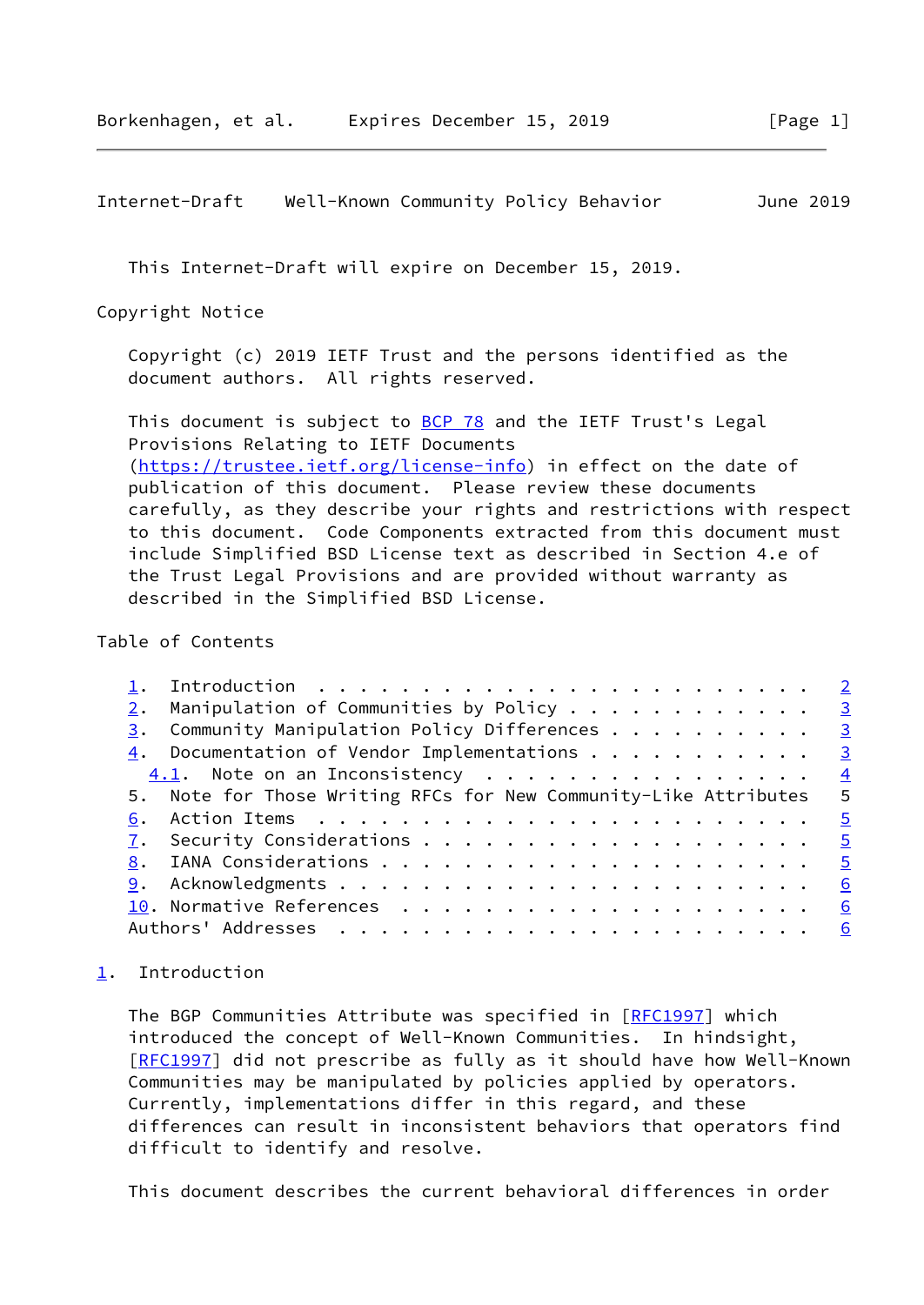This Internet-Draft will expire on December 15, 2019.

Copyright Notice

Copyright (c) 2019 IETF Trust and the persons identified as the document authors. All rights reserved.

This document is subject to BCP 78 and the IETF Trust's Legal Provisions Relating to IETF Documents (https://trustee.ietf.org/license-info) in effect on the date of publication of this document. Please review these documents carefully, as they describe your rights and restrictions with respect to this document. Code Components extracted from this document must include Simplified BSD License text as described in Section 4.e of the Trust Legal Provisions and are provided without warranty as described in the Simplified BSD License.

Table of Contents

```
   1.  Introduction . . . . . . . . . . . . . . . . . . . . . . . .   2
   2.  Manipulation of Communities by Policy . . . . . . . . . . . .   3
   3.  Community Manipulation Policy Differences . . . . . . . . . .   3
   4.  Documentation of Vendor Implementations . . . . . . . . . . .   3
     4.1.  Note on an Inconsistency  . . . . . . . . . . . . . . . .   4
   5.  Note for Those Writing RFCs for New Community-Like Attributes   5
   6.  Action Items  . . . . . . . . . . . . . . . . . . . . . . . .   5
   7.  Security Considerations . . . . . . . . . . . . . . . . . . .   5
   8.  IANA Considerations . . . . . . . . . . . . . . . . . . . . .   5
   9.  Acknowledgments . . . . . . . . . . . . . . . . . . . . . . .   6
   10. Normative References  . . . . . . . . . . . . . . . . . . . .   6
   Authors' Addresses  . . . . . . . . . . . . . . . . . . . . . . .   6
```

## 1. Introduction

The BGP Communities Attribute was specified in [RFC1997] which introduced the concept of Well-Known Communities. In hindsight, [RFC1997] did not prescribe as fully as it should have how Well-Known Communities may be manipulated by policies applied by operators. Currently, implementations differ in this regard, and these differences can result in inconsistent behaviors that operators find difficult to identify and resolve.

This document describes the current behavioral differences in order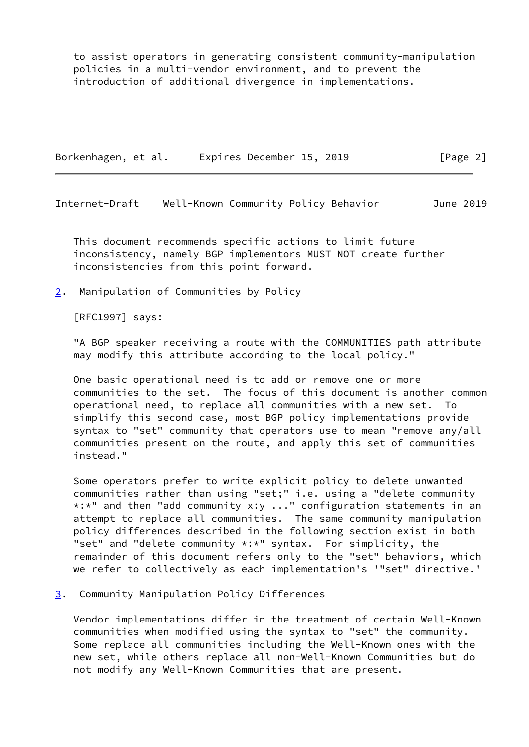to assist operators in generating consistent community-manipulation policies in a multi-vendor environment, and to prevent the introduction of additional divergence in implementations.

This document recommends specific actions to limit future inconsistency, namely BGP implementors MUST NOT create further inconsistencies from this point forward.

## 2. Manipulation of Communities by Policy

[RFC1997] says:

"A BGP speaker receiving a route with the COMMUNITIES path attribute may modify this attribute according to the local policy."

One basic operational need is to add or remove one or more communities to the set. The focus of this document is another common operational need, to replace all communities with a new set. To simplify this second case, most BGP policy implementations provide syntax to "set" community that operators use to mean "remove any/all communities present on the route, and apply this set of communities instead."

Some operators prefer to write explicit policy to delete unwanted communities rather than using "set;" i.e. using a "delete community *:*" and then "add community x:y ..." configuration statements in an attempt to replace all communities. The same community manipulation policy differences described in the following section exist in both "set" and "delete community *:*" syntax. For simplicity, the remainder of this document refers only to the "set" behaviors, which we refer to collectively as each implementation's '"set" directive.'

## 3. Community Manipulation Policy Differences

Vendor implementations differ in the treatment of certain Well-Known communities when modified using the syntax to "set" the community. Some replace all communities including the Well-Known ones with the new set, while others replace all non-Well-Known Communities but do not modify any Well-Known Communities that are present.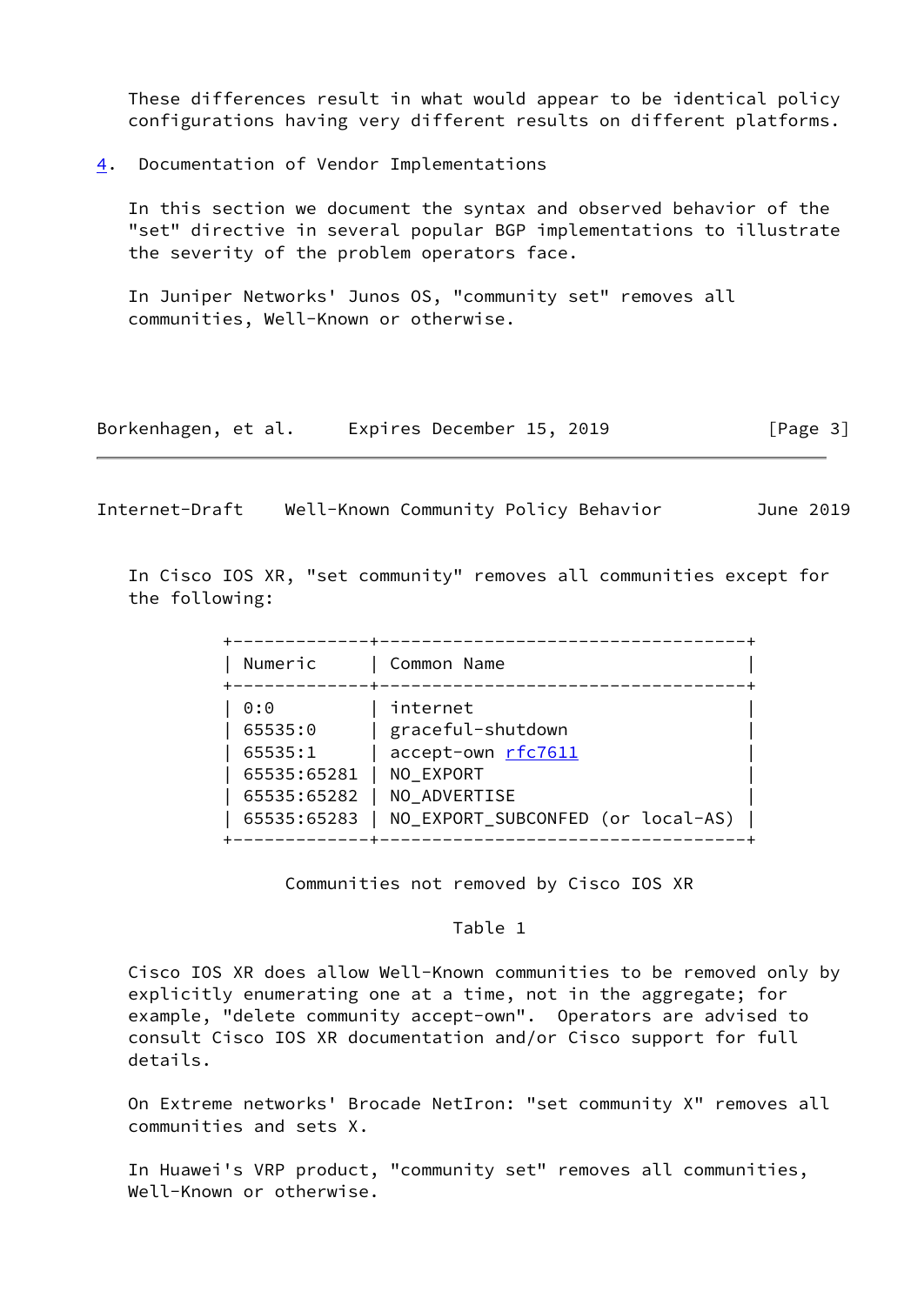These differences result in what would appear to be identical policy configurations having very different results on different platforms.

## 4. Documentation of Vendor Implementations

In this section we document the syntax and observed behavior of the "set" directive in several popular BGP implementations to illustrate the severity of the problem operators face.

In Juniper Networks' Junos OS, "community set" removes all communities, Well-Known or otherwise.

In Cisco IOS XR, "set community" removes all communities except for the following:

| Numeric | Common Name |
| --- | --- |
| 0:0 | internet |
| 65535:0 | graceful-shutdown |
| 65535:1 | accept-own rfc7611 |
| 65535:65281 | NO_EXPORT |
| 65535:65282 | NO_ADVERTISE |
| 65535:65283 | NO_EXPORT_SUBCONFED (or local-AS) |

Communities not removed by Cisco IOS XR

Table 1

Cisco IOS XR does allow Well-Known communities to be removed only by explicitly enumerating one at a time, not in the aggregate; for example, "delete community accept-own". Operators are advised to consult Cisco IOS XR documentation and/or Cisco support for full details.

On Extreme networks' Brocade NetIron: "set community X" removes all communities and sets X.

In Huawei's VRP product, "community set" removes all communities, Well-Known or otherwise.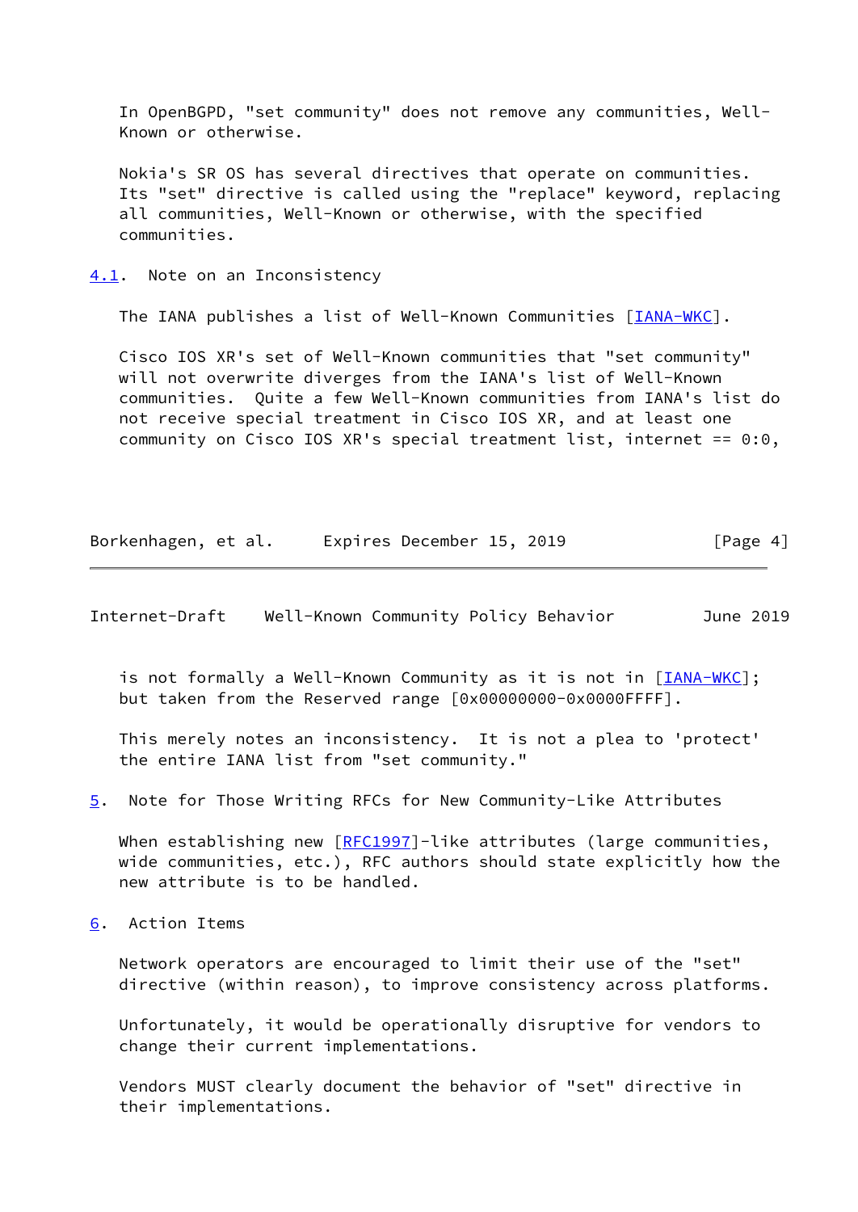In OpenBGPD, "set community" does not remove any communities, Well-Known or otherwise.

Nokia's SR OS has several directives that operate on communities. Its "set" directive is called using the "replace" keyword, replacing all communities, Well-Known or otherwise, with the specified communities.

### 4.1. Note on an Inconsistency

The IANA publishes a list of Well-Known Communities [IANA-WKC].

Cisco IOS XR's set of Well-Known communities that "set community" will not overwrite diverges from the IANA's list of Well-Known communities. Quite a few Well-Known communities from IANA's list do not receive special treatment in Cisco IOS XR, and at least one community on Cisco IOS XR's special treatment list, internet == 0:0, is not formally a Well-Known Community as it is not in [IANA-WKC]; but taken from the Reserved range [0x00000000-0x0000FFFF].

This merely notes an inconsistency. It is not a plea to 'protect' the entire IANA list from "set community."

## 5. Note for Those Writing RFCs for New Community-Like Attributes

When establishing new [RFC1997]-like attributes (large communities, wide communities, etc.), RFC authors should state explicitly how the new attribute is to be handled.

## 6. Action Items

Network operators are encouraged to limit their use of the "set" directive (within reason), to improve consistency across platforms.

Unfortunately, it would be operationally disruptive for vendors to change their current implementations.

Vendors MUST clearly document the behavior of "set" directive in their implementations.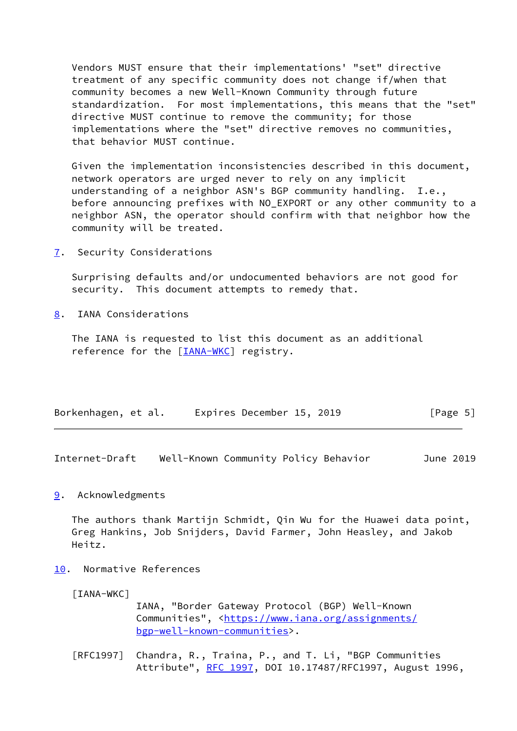Vendors MUST ensure that their implementations' "set" directive treatment of any specific community does not change if/when that community becomes a new Well-Known Community through future standardization. For most implementations, this means that the "set" directive MUST continue to remove the community; for those implementations where the "set" directive removes no communities, that behavior MUST continue.

Given the implementation inconsistencies described in this document, network operators are urged never to rely on any implicit understanding of a neighbor ASN's BGP community handling. I.e., before announcing prefixes with NO_EXPORT or any other community to a neighbor ASN, the operator should confirm with that neighbor how the community will be treated.

## 7. Security Considerations

Surprising defaults and/or undocumented behaviors are not good for security. This document attempts to remedy that.

## 8. IANA Considerations

The IANA is requested to list this document as an additional reference for the [IANA-WKC] registry.

## 9. Acknowledgments

The authors thank Martijn Schmidt, Qin Wu for the Huawei data point, Greg Hankins, Job Snijders, David Farmer, John Heasley, and Jakob Heitz.

## 10. Normative References

[IANA-WKC]
IANA, "Border Gateway Protocol (BGP) Well-Known Communities", <https://www.iana.org/assignments/bgp-well-known-communities>.

[RFC1997] Chandra, R., Traina, P., and T. Li, "BGP Communities Attribute", RFC 1997, DOI 10.17487/RFC1997, August 1996,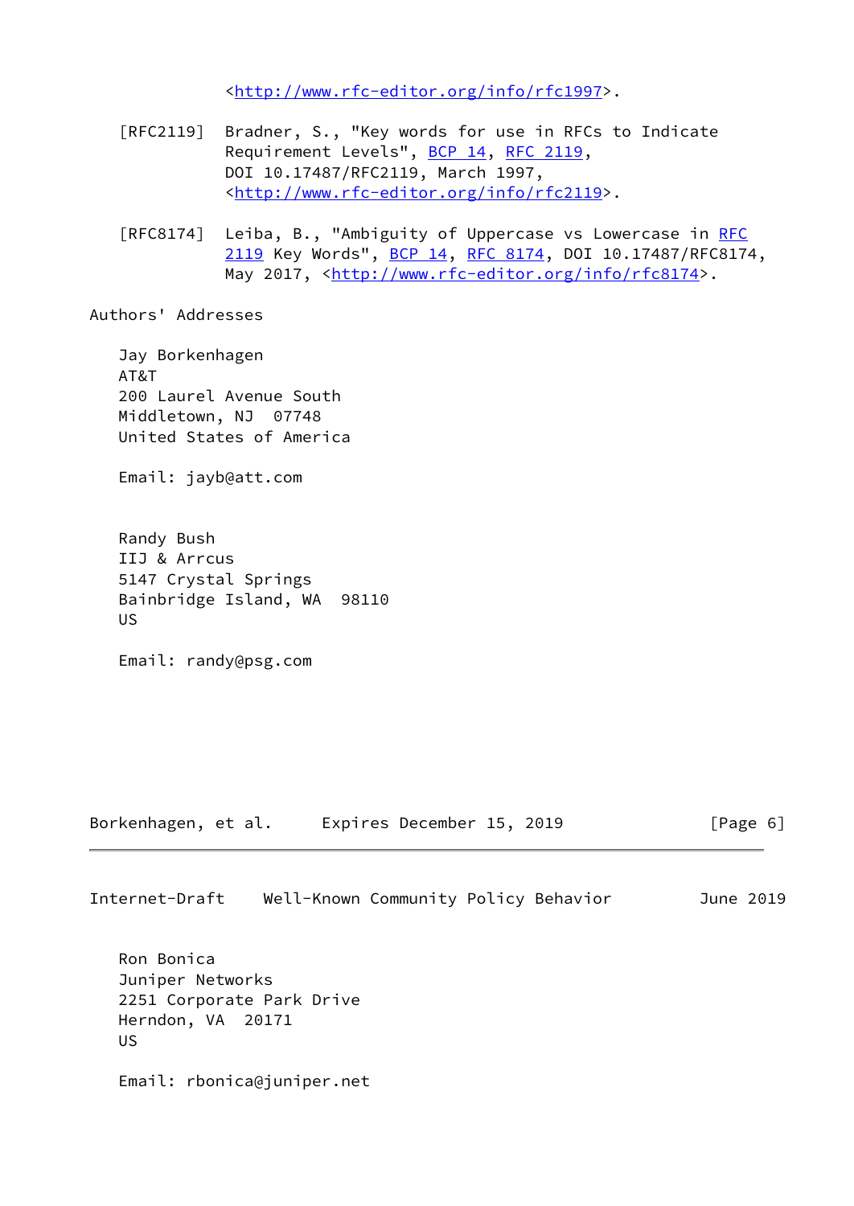<http://www.rfc-editor.org/info/rfc1997>.

[RFC2119] Bradner, S., "Key words for use in RFCs to Indicate Requirement Levels", BCP 14, RFC 2119, DOI 10.17487/RFC2119, March 1997, <http://www.rfc-editor.org/info/rfc2119>.

[RFC8174] Leiba, B., "Ambiguity of Uppercase vs Lowercase in RFC 2119 Key Words", BCP 14, RFC 8174, DOI 10.17487/RFC8174, May 2017, <http://www.rfc-editor.org/info/rfc8174>.

## Authors' Addresses

Jay Borkenhagen
AT&T
200 Laurel Avenue South
Middletown, NJ 07748
United States of America

Email: jayb@att.com

Randy Bush
IIJ & Arrcus
5147 Crystal Springs
Bainbridge Island, WA 98110
US

Email: randy@psg.com

Ron Bonica
Juniper Networks
2251 Corporate Park Drive
Herndon, VA 20171
US

Email: rbonica@juniper.net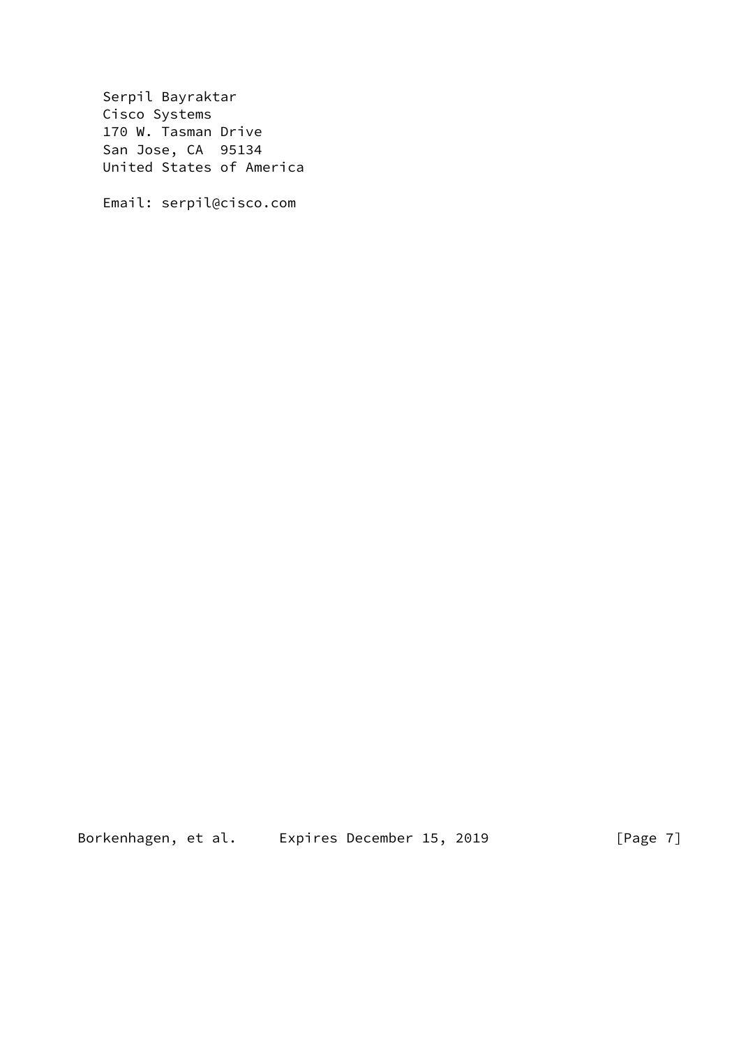Serpil Bayraktar
Cisco Systems
170 W. Tasman Drive
San Jose, CA  95134
United States of America

Email: serpil@cisco.com